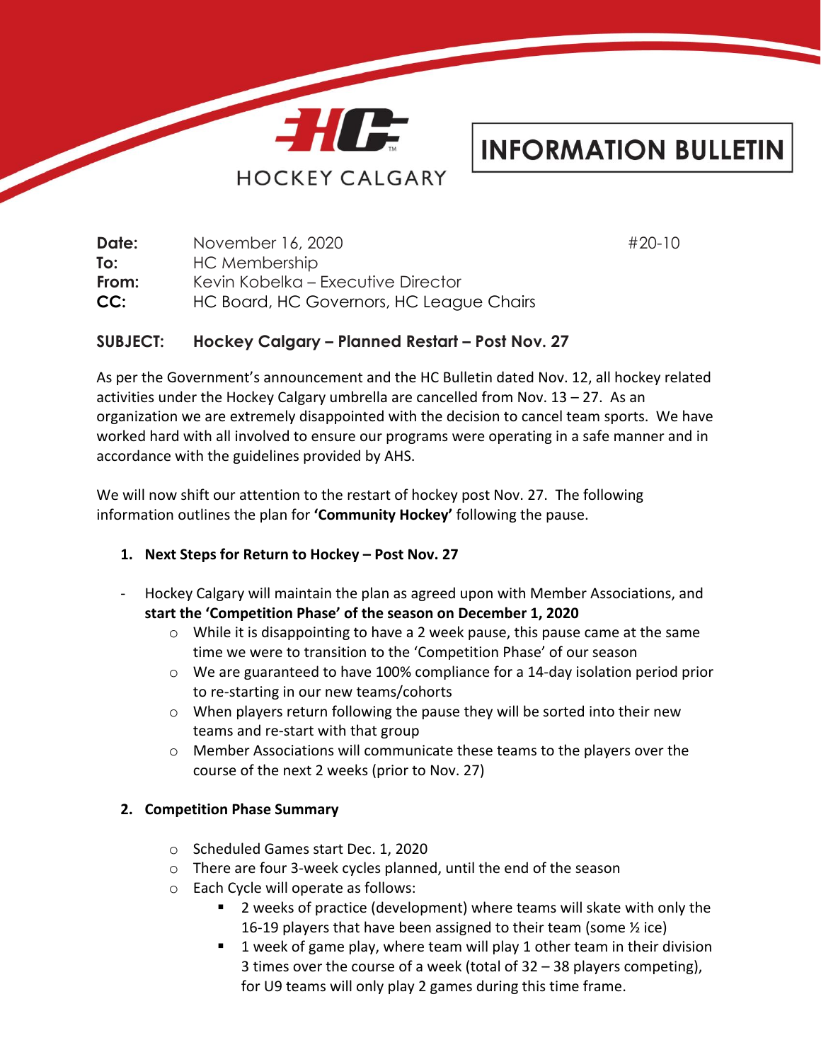HOCKEY CALGARY

# INFORMATION BULLETIN

**Date:** November 16, 2020 #20-10
**To:** HC Membership
**From:** Kevin Kobelka – Executive Director
**CC:** HC Board, HC Governors, HC League Chairs

## SUBJECT: Hockey Calgary – Planned Restart – Post Nov. 27

As per the Government's announcement and the HC Bulletin dated Nov. 12, all hockey related activities under the Hockey Calgary umbrella are cancelled from Nov. 13 – 27. As an organization we are extremely disappointed with the decision to cancel team sports. We have worked hard with all involved to ensure our programs were operating in a safe manner and in accordance with the guidelines provided by AHS.

We will now shift our attention to the restart of hockey post Nov. 27. The following information outlines the plan for **'Community Hockey'** following the pause.

1. **Next Steps for Return to Hockey – Post Nov. 27**

- Hockey Calgary will maintain the plan as agreed upon with Member Associations, and **start the 'Competition Phase' of the season on December 1, 2020**
  - While it is disappointing to have a 2 week pause, this pause came at the same time we were to transition to the 'Competition Phase' of our season
  - We are guaranteed to have 100% compliance for a 14-day isolation period prior to re-starting in our new teams/cohorts
  - When players return following the pause they will be sorted into their new teams and re-start with that group
  - Member Associations will communicate these teams to the players over the course of the next 2 weeks (prior to Nov. 27)

2. **Competition Phase Summary**

  - Scheduled Games start Dec. 1, 2020
  - There are four 3-week cycles planned, until the end of the season
  - Each Cycle will operate as follows:
    - 2 weeks of practice (development) where teams will skate with only the 16-19 players that have been assigned to their team (some ½ ice)
    - 1 week of game play, where team will play 1 other team in their division 3 times over the course of a week (total of 32 – 38 players competing), for U9 teams will only play 2 games during this time frame.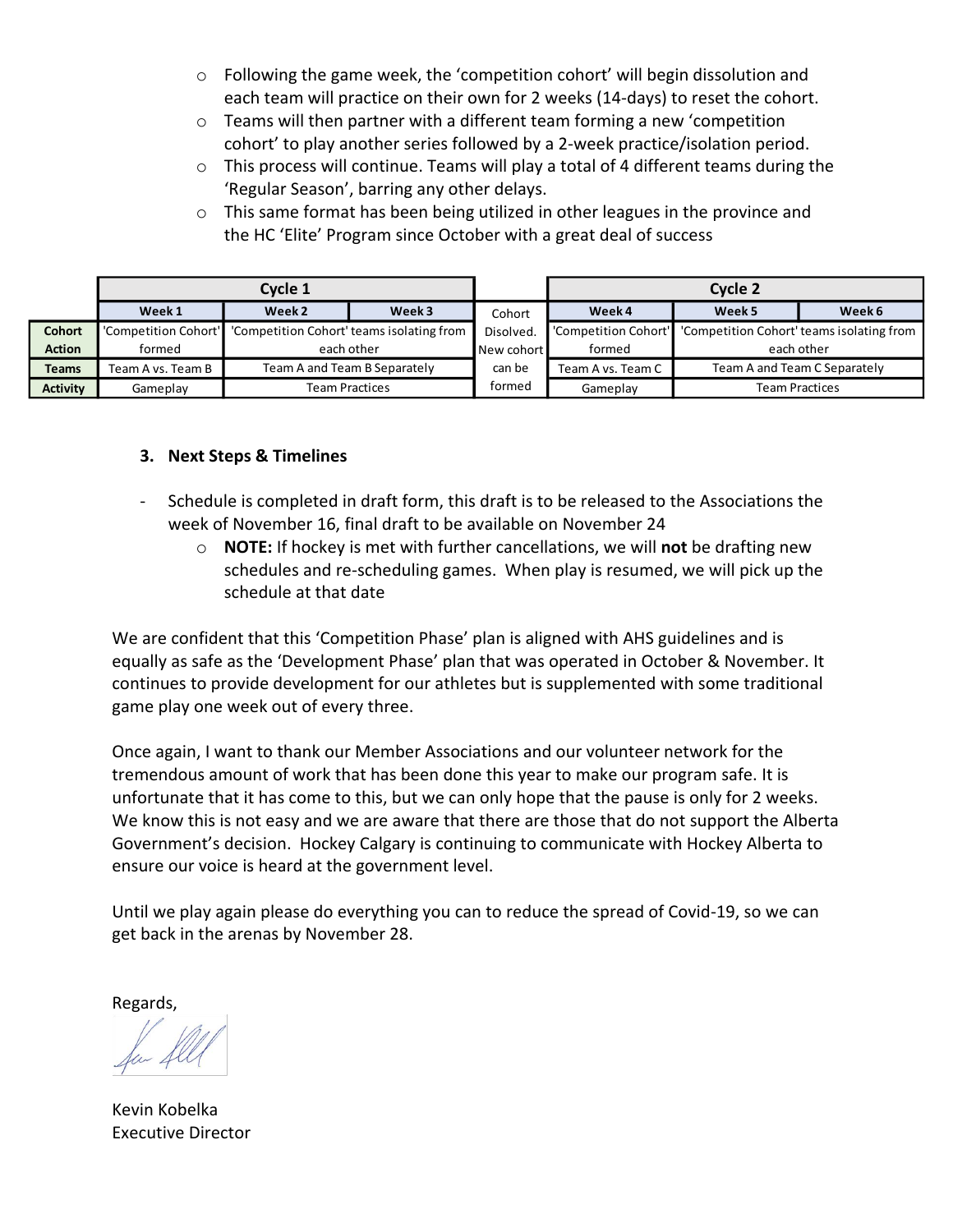- Following the game week, the 'competition cohort' will begin dissolution and each team will practice on their own for 2 weeks (14-days) to reset the cohort.
- Teams will then partner with a different team forming a new 'competition cohort' to play another series followed by a 2-week practice/isolation period.
- This process will continue. Teams will play a total of 4 different teams during the 'Regular Season', barring any other delays.
- This same format has been being utilized in other leagues in the province and the HC 'Elite' Program since October with a great deal of success

| | Cycle 1 | | | | Cycle 2 | | |
|---|---|---|---|---|---|---|---|
| | Week 1 | Week 2 | Week 3 | Cohort Disolved. New cohort can be formed | Week 4 | Week 5 | Week 6 |
| Cohort Action | 'Competition Cohort' formed | 'Competition Cohort' teams isolating from each other | | | 'Competition Cohort' formed | 'Competition Cohort' teams isolating from each other | |
| Teams | Team A vs. Team B | Team A and Team B Separately | | | Team A vs. Team C | Team A and Team C Separately | |
| Activity | Gameplay | Team Practices | | | Gameplay | Team Practices | |

### 3. Next Steps & Timelines

- Schedule is completed in draft form, this draft is to be released to the Associations the week of November 16, final draft to be available on November 24
  - **NOTE:** If hockey is met with further cancellations, we will **not** be drafting new schedules and re-scheduling games. When play is resumed, we will pick up the schedule at that date

We are confident that this 'Competition Phase' plan is aligned with AHS guidelines and is equally as safe as the 'Development Phase' plan that was operated in October & November. It continues to provide development for our athletes but is supplemented with some traditional game play one week out of every three.

Once again, I want to thank our Member Associations and our volunteer network for the tremendous amount of work that has been done this year to make our program safe. It is unfortunate that it has come to this, but we can only hope that the pause is only for 2 weeks. We know this is not easy and we are aware that there are those that do not support the Alberta Government's decision. Hockey Calgary is continuing to communicate with Hockey Alberta to ensure our voice is heard at the government level.

Until we play again please do everything you can to reduce the spread of Covid-19, so we can get back in the arenas by November 28.

Regards,

Kevin Kobelka
Executive Director